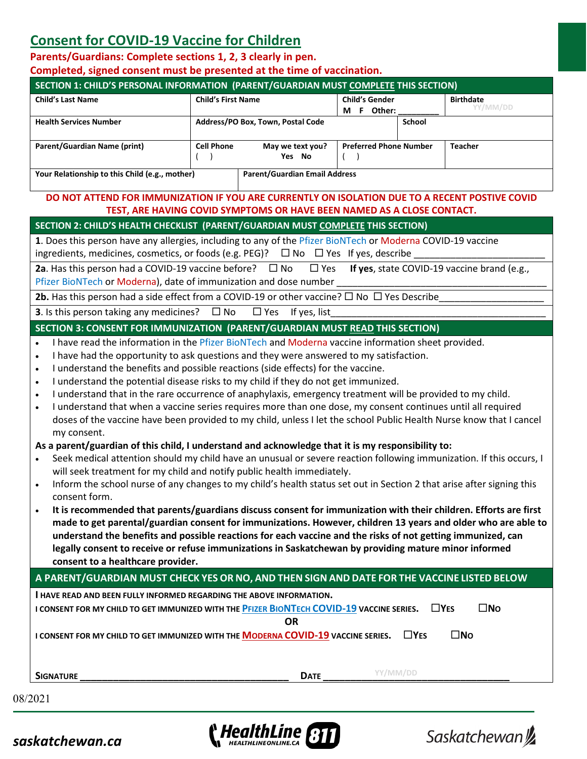# Consent for COVID-19 Vaccine for Children

**Parents/Guardians: Complete sections 1, 2, 3 clearly in pen.**
**Completed, signed consent must be presented at the time of vaccination.**

## SECTION 1: CHILD'S PERSONAL INFORMATION (PARENT/GUARDIAN MUST COMPLETE THIS SECTION)

| Child's Last Name | Child's First Name | | Child's Gender M F Other: _________ | Birthdate YY/MM/DD |
|---|---|---|---|---|
| Health Services Number | Address/PO Box, Town, Postal Code | | School | |
| Parent/Guardian Name (print) | Cell Phone ( ) | May we text you? Yes No | Preferred Phone Number ( ) | Teacher |
| Your Relationship to this Child (e.g., mother) | Parent/Guardian Email Address | | | |

**DO NOT ATTEND FOR IMMUNIZATION IF YOU ARE CURRENTLY ON ISOLATION DUE TO A RECENT POSTIVE COVID TEST, ARE HAVING COVID SYMPTOMS OR HAVE BEEN NAMED AS A CLOSE CONTACT.**

## SECTION 2: CHILD'S HEALTH CHECKLIST (PARENT/GUARDIAN MUST COMPLETE THIS SECTION)

**1**. Does this person have any allergies, including to any of the Pfizer BioNTech or Moderna COVID-19 vaccine ingredients, medicines, cosmetics, or foods (e.g. PEG)? ☐ No ☐ Yes If yes, describe ________________________

**2a**. Has this person had a COVID-19 vaccine before? ☐ No ☐ Yes **If yes**, state COVID-19 vaccine brand (e.g., Pfizer BioNTech or Moderna), date of immunization and dose number ________________________

**2b.** Has this person had a side effect from a COVID-19 or other vaccine? ☐ No ☐ Yes Describe__________________

**3**. Is this person taking any medicines? ☐ No ☐ Yes If yes, list________________________

## SECTION 3: CONSENT FOR IMMUNIZATION (PARENT/GUARDIAN MUST READ THIS SECTION)

- I have read the information in the Pfizer BioNTech and Moderna vaccine information sheet provided.
- I have had the opportunity to ask questions and they were answered to my satisfaction.
- I understand the benefits and possible reactions (side effects) for the vaccine.
- I understand the potential disease risks to my child if they do not get immunized.
- I understand that in the rare occurrence of anaphylaxis, emergency treatment will be provided to my child.
- I understand that when a vaccine series requires more than one dose, my consent continues until all required doses of the vaccine have been provided to my child, unless I let the school Public Health Nurse know that I cancel my consent.

**As a parent/guardian of this child, I understand and acknowledge that it is my responsibility to:**

- Seek medical attention should my child have an unusual or severe reaction following immunization. If this occurs, I will seek treatment for my child and notify public health immediately.
- Inform the school nurse of any changes to my child's health status set out in Section 2 that arise after signing this consent form.
- **It is recommended that parents/guardians discuss consent for immunization with their children. Efforts are first made to get parental/guardian consent for immunizations. However, children 13 years and older who are able to understand the benefits and possible reactions for each vaccine and the risks of not getting immunized, can legally consent to receive or refuse immunizations in Saskatchewan by providing mature minor informed consent to a healthcare provider.**

## A PARENT/GUARDIAN MUST CHECK YES OR NO, AND THEN SIGN AND DATE FOR THE VACCINE LISTED BELOW

**I HAVE READ AND BEEN FULLY INFORMED REGARDING THE ABOVE INFORMATION.**

**I CONSENT FOR MY CHILD TO GET IMMUNIZED WITH THE PFIZER BIONTECH COVID-19 VACCINE SERIES.** ☐YES ☐NO

**OR**

**I CONSENT FOR MY CHILD TO GET IMMUNIZED WITH THE MODERNA COVID-19 VACCINE SERIES.** ☐YES ☐NO

**SIGNATURE** ________________________ **DATE** ________ YY/MM/DD ________

08/2021

saskatchewan.ca HealthLine 811 HEALTHLINEONLINE.CA Saskatchewan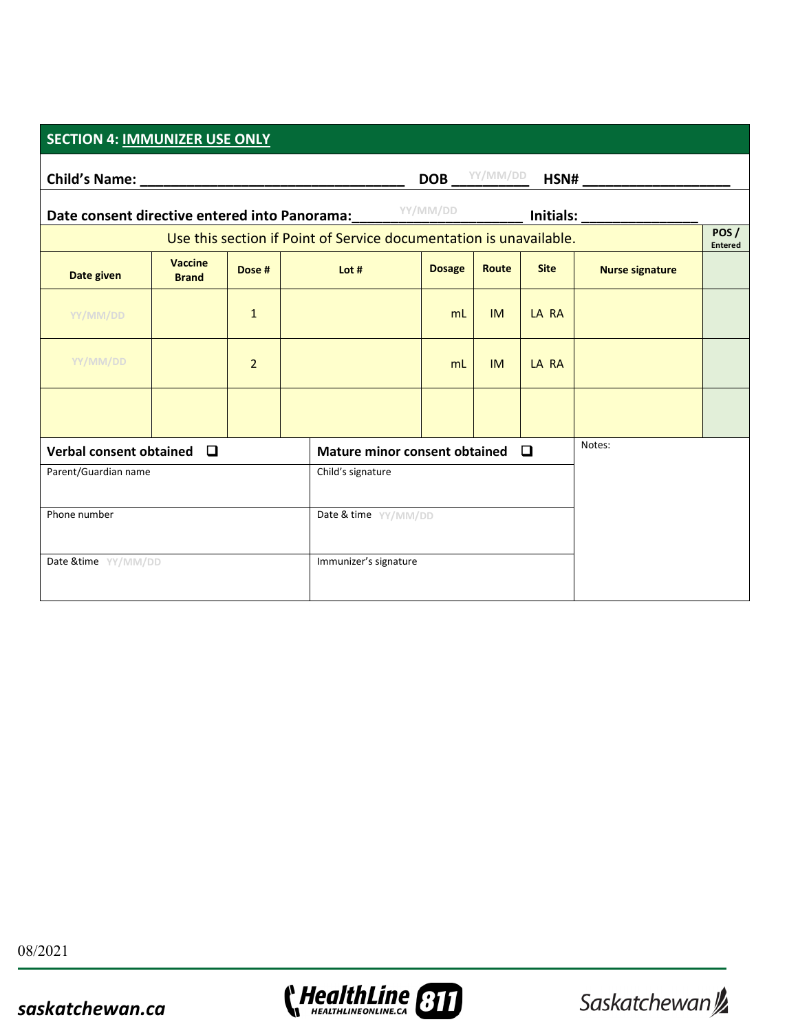## SECTION 4: IMMUNIZER USE ONLY

**Child's Name:** ___________________________________ **DOB** YY/MM/DD **HSN#** ___________________

**Date consent directive entered into Panorama:** YY/MM/DD **Initials:** _______________

Use this section if Point of Service documentation is unavailable.

| Date given | Vaccine Brand | Dose # | Lot # | Dosage | Route | Site | Nurse signature | POS / Entered |
|---|---|---|---|---|---|---|---|---|
| YY/MM/DD | | 1 | | mL | IM | LA RA | | |
| YY/MM/DD | | 2 | | mL | IM | LA RA | | |
| | | | | | | | | |

| | | |
|---|---|---|
| **Verbal consent obtained** ❑ | **Mature minor consent obtained** ❑ | Notes: |
| Parent/Guardian name | Child's signature | |
| Phone number | Date & time YY/MM/DD | |
| Date &time YY/MM/DD | Immunizer's signature | |

08/2021